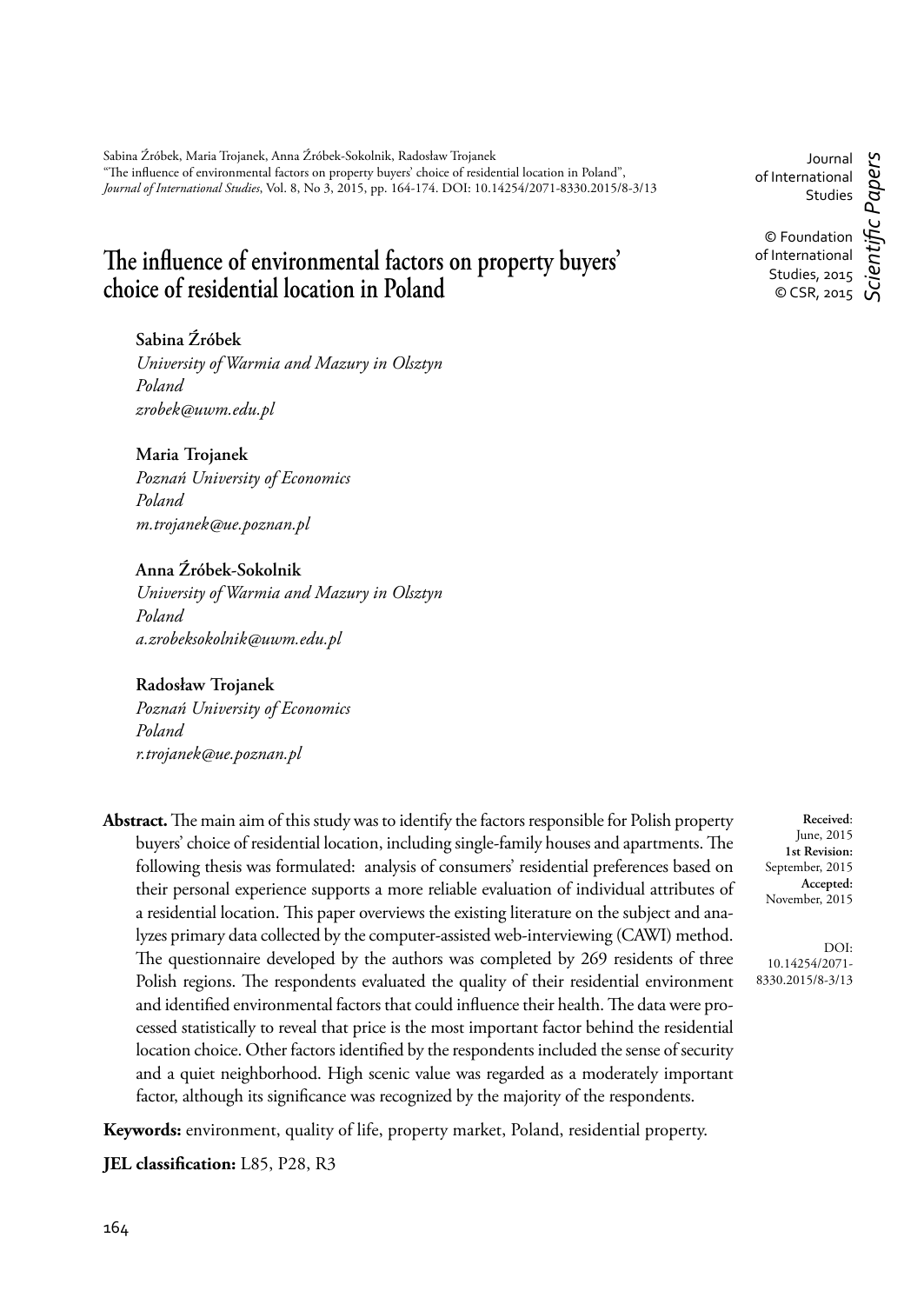Sabina Źróbek, Maria Trojanek, Anna Źróbek-Sokolnik, Radosław Trojanek
"The influence of environmental factors on property buyers' choice of residential location in Poland",
*Journal of International Studies*, Vol. 8, No 3, 2015, pp. 164-174. DOI: 10.14254/2071-8330.2015/8-3/13

Journal of International Studies

© Foundation of International Studies, 2015
© CSR, 2015

*Scientific Papers*

# The influence of environmental factors on property buyers' choice of residential location in Poland

**Sabina Źróbek**
*University of Warmia and Mazury in Olsztyn*
*Poland*
*zrobek@uwm.edu.pl*

**Maria Trojanek**
*Poznań University of Economics*
*Poland*
*m.trojanek@ue.poznan.pl*

**Anna Źróbek-Sokolnik**
*University of Warmia and Mazury in Olsztyn*
*Poland*
*a.zrobeksokolnik@uwm.edu.pl*

**Radosław Trojanek**
*Poznań University of Economics*
*Poland*
*r.trojanek@ue.poznan.pl*

**Received**: June, 2015
**1st Revision:** September, 2015
**Accepted:** November, 2015

DOI: 10.14254/2071-8330.2015/8-3/13

**Abstract.** The main aim of this study was to identify the factors responsible for Polish property buyers' choice of residential location, including single-family houses and apartments. The following thesis was formulated: analysis of consumers' residential preferences based on their personal experience supports a more reliable evaluation of individual attributes of a residential location. This paper overviews the existing literature on the subject and analyzes primary data collected by the computer-assisted web-interviewing (CAWI) method. The questionnaire developed by the authors was completed by 269 residents of three Polish regions. The respondents evaluated the quality of their residential environment and identified environmental factors that could influence their health. The data were processed statistically to reveal that price is the most important factor behind the residential location choice. Other factors identified by the respondents included the sense of security and a quiet neighborhood. High scenic value was regarded as a moderately important factor, although its significance was recognized by the majority of the respondents.

**Keywords:** environment, quality of life, property market, Poland, residential property.

**JEL classification:** L85, P28, R3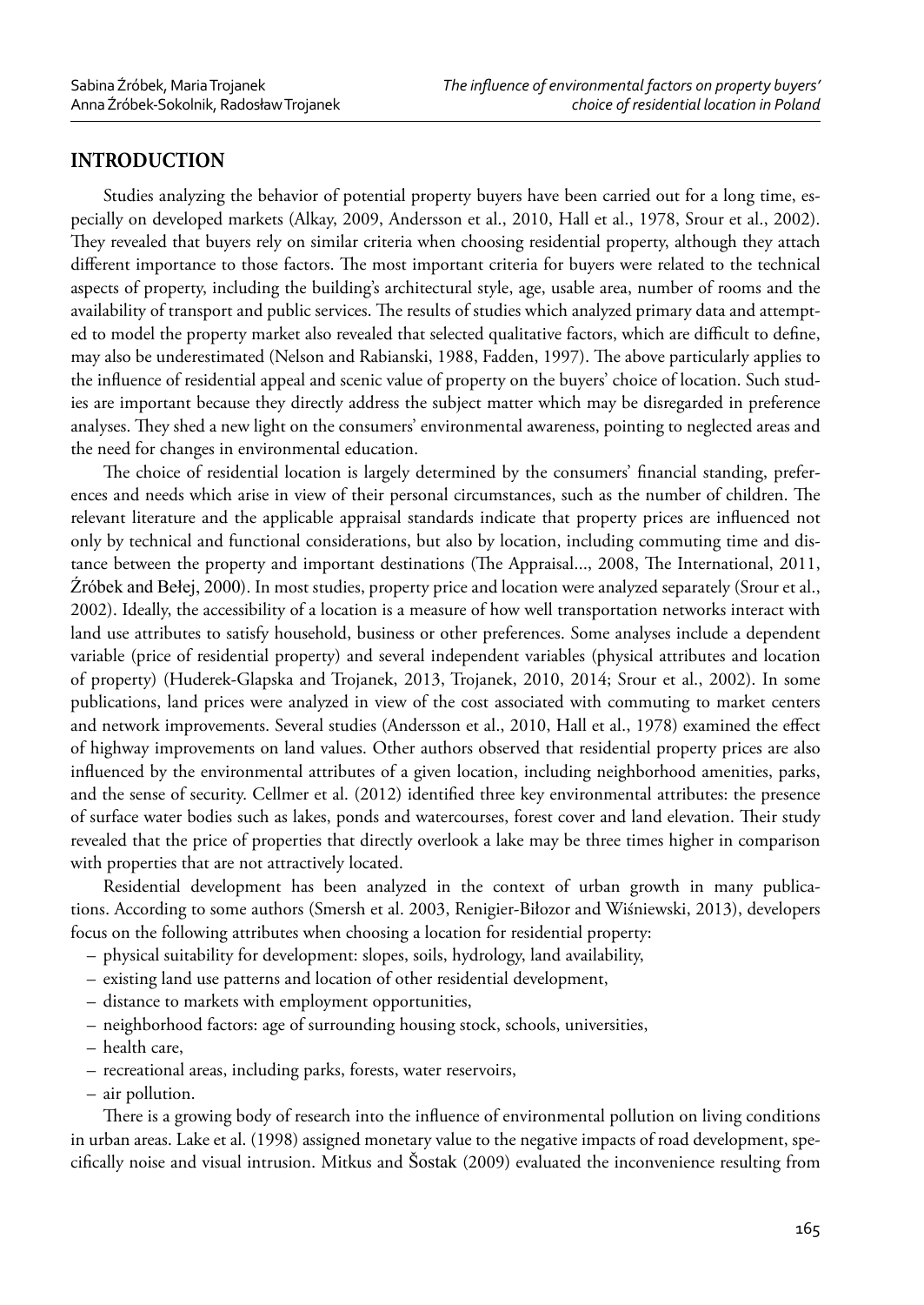## INTRODUCTION

Studies analyzing the behavior of potential property buyers have been carried out for a long time, especially on developed markets (Alkay, 2009, Andersson et al., 2010, Hall et al., 1978, Srour et al., 2002). They revealed that buyers rely on similar criteria when choosing residential property, although they attach different importance to those factors. The most important criteria for buyers were related to the technical aspects of property, including the building's architectural style, age, usable area, number of rooms and the availability of transport and public services. The results of studies which analyzed primary data and attempted to model the property market also revealed that selected qualitative factors, which are difficult to define, may also be underestimated (Nelson and Rabianski, 1988, Fadden, 1997). The above particularly applies to the influence of residential appeal and scenic value of property on the buyers' choice of location. Such studies are important because they directly address the subject matter which may be disregarded in preference analyses. They shed a new light on the consumers' environmental awareness, pointing to neglected areas and the need for changes in environmental education.

The choice of residential location is largely determined by the consumers' financial standing, preferences and needs which arise in view of their personal circumstances, such as the number of children. The relevant literature and the applicable appraisal standards indicate that property prices are influenced not only by technical and functional considerations, but also by location, including commuting time and distance between the property and important destinations (The Appraisal..., 2008, The International, 2011, Źróbek and Bełej, 2000). In most studies, property price and location were analyzed separately (Srour et al., 2002). Ideally, the accessibility of a location is a measure of how well transportation networks interact with land use attributes to satisfy household, business or other preferences. Some analyses include a dependent variable (price of residential property) and several independent variables (physical attributes and location of property) (Huderek-Glapska and Trojanek, 2013, Trojanek, 2010, 2014; Srour et al., 2002). In some publications, land prices were analyzed in view of the cost associated with commuting to market centers and network improvements. Several studies (Andersson et al., 2010, Hall et al., 1978) examined the effect of highway improvements on land values. Other authors observed that residential property prices are also influenced by the environmental attributes of a given location, including neighborhood amenities, parks, and the sense of security. Cellmer et al. (2012) identified three key environmental attributes: the presence of surface water bodies such as lakes, ponds and watercourses, forest cover and land elevation. Their study revealed that the price of properties that directly overlook a lake may be three times higher in comparison with properties that are not attractively located.

Residential development has been analyzed in the context of urban growth in many publications. According to some authors (Smersh et al. 2003, Renigier-Biłozor and Wiśniewski, 2013), developers focus on the following attributes when choosing a location for residential property:

- physical suitability for development: slopes, soils, hydrology, land availability,
- existing land use patterns and location of other residential development,
- distance to markets with employment opportunities,
- neighborhood factors: age of surrounding housing stock, schools, universities,
- health care,
- recreational areas, including parks, forests, water reservoirs,
- air pollution.

There is a growing body of research into the influence of environmental pollution on living conditions in urban areas. Lake et al. (1998) assigned monetary value to the negative impacts of road development, specifically noise and visual intrusion. Mitkus and Šostak (2009) evaluated the inconvenience resulting from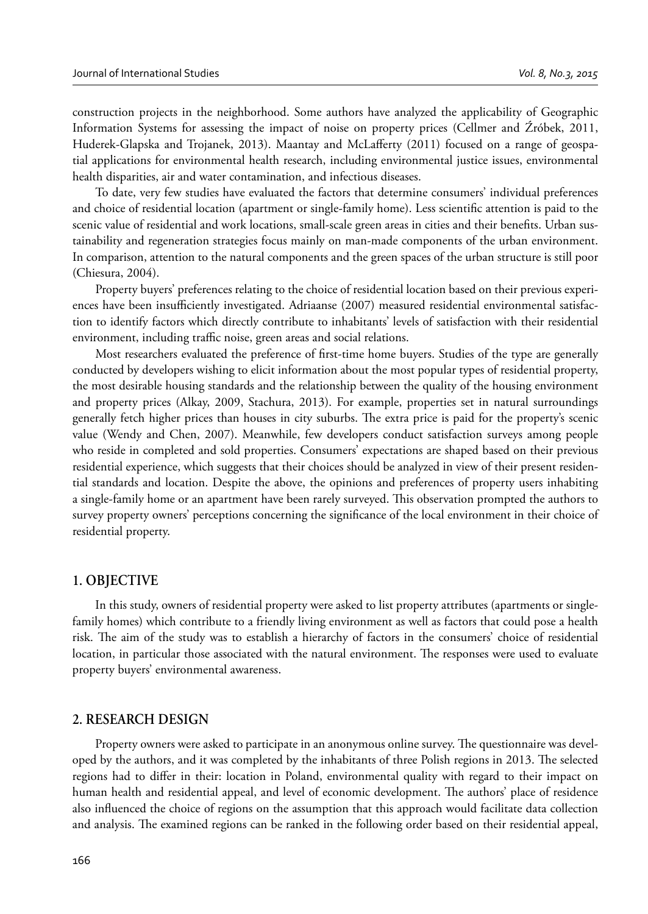construction projects in the neighborhood. Some authors have analyzed the applicability of Geographic Information Systems for assessing the impact of noise on property prices (Cellmer and Źróbek, 2011, Huderek-Glapska and Trojanek, 2013). Maantay and McLafferty (2011) focused on a range of geospatial applications for environmental health research, including environmental justice issues, environmental health disparities, air and water contamination, and infectious diseases.

To date, very few studies have evaluated the factors that determine consumers' individual preferences and choice of residential location (apartment or single-family home). Less scientific attention is paid to the scenic value of residential and work locations, small-scale green areas in cities and their benefits. Urban sustainability and regeneration strategies focus mainly on man-made components of the urban environment. In comparison, attention to the natural components and the green spaces of the urban structure is still poor (Chiesura, 2004).

Property buyers' preferences relating to the choice of residential location based on their previous experiences have been insufficiently investigated. Adriaanse (2007) measured residential environmental satisfaction to identify factors which directly contribute to inhabitants' levels of satisfaction with their residential environment, including traffic noise, green areas and social relations.

Most researchers evaluated the preference of first-time home buyers. Studies of the type are generally conducted by developers wishing to elicit information about the most popular types of residential property, the most desirable housing standards and the relationship between the quality of the housing environment and property prices (Alkay, 2009, Stachura, 2013). For example, properties set in natural surroundings generally fetch higher prices than houses in city suburbs. The extra price is paid for the property's scenic value (Wendy and Chen, 2007). Meanwhile, few developers conduct satisfaction surveys among people who reside in completed and sold properties. Consumers' expectations are shaped based on their previous residential experience, which suggests that their choices should be analyzed in view of their present residential standards and location. Despite the above, the opinions and preferences of property users inhabiting a single-family home or an apartment have been rarely surveyed. This observation prompted the authors to survey property owners' perceptions concerning the significance of the local environment in their choice of residential property.

## 1. OBJECTIVE

In this study, owners of residential property were asked to list property attributes (apartments or single-family homes) which contribute to a friendly living environment as well as factors that could pose a health risk. The aim of the study was to establish a hierarchy of factors in the consumers' choice of residential location, in particular those associated with the natural environment. The responses were used to evaluate property buyers' environmental awareness.

## 2. RESEARCH DESIGN

Property owners were asked to participate in an anonymous online survey. The questionnaire was developed by the authors, and it was completed by the inhabitants of three Polish regions in 2013. The selected regions had to differ in their: location in Poland, environmental quality with regard to their impact on human health and residential appeal, and level of economic development. The authors' place of residence also influenced the choice of regions on the assumption that this approach would facilitate data collection and analysis. The examined regions can be ranked in the following order based on their residential appeal,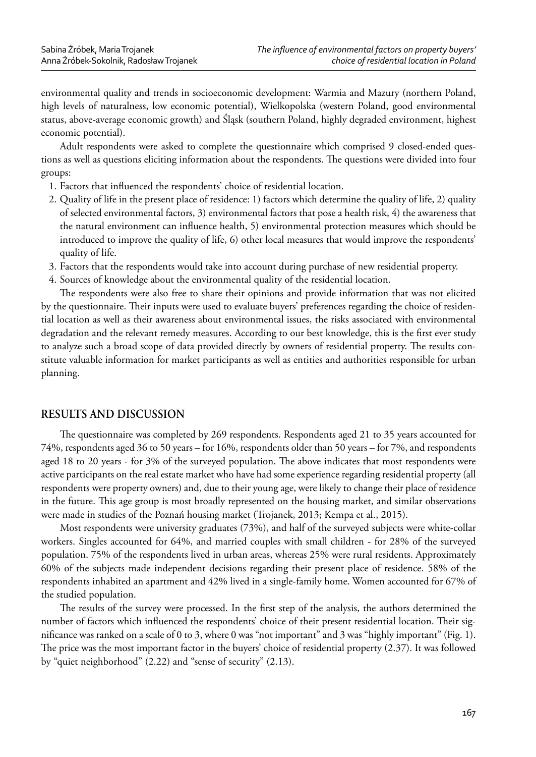environmental quality and trends in socioeconomic development: Warmia and Mazury (northern Poland, high levels of naturalness, low economic potential), Wielkopolska (western Poland, good environmental status, above-average economic growth) and Śląsk (southern Poland, highly degraded environment, highest economic potential).

Adult respondents were asked to complete the questionnaire which comprised 9 closed-ended questions as well as questions eliciting information about the respondents. The questions were divided into four groups:

1. Factors that influenced the respondents' choice of residential location.
2. Quality of life in the present place of residence: 1) factors which determine the quality of life, 2) quality of selected environmental factors, 3) environmental factors that pose a health risk, 4) the awareness that the natural environment can influence health, 5) environmental protection measures which should be introduced to improve the quality of life, 6) other local measures that would improve the respondents' quality of life.
3. Factors that the respondents would take into account during purchase of new residential property.
4. Sources of knowledge about the environmental quality of the residential location.

The respondents were also free to share their opinions and provide information that was not elicited by the questionnaire. Their inputs were used to evaluate buyers' preferences regarding the choice of residential location as well as their awareness about environmental issues, the risks associated with environmental degradation and the relevant remedy measures. According to our best knowledge, this is the first ever study to analyze such a broad scope of data provided directly by owners of residential property. The results constitute valuable information for market participants as well as entities and authorities responsible for urban planning.

## RESULTS AND DISCUSSION

The questionnaire was completed by 269 respondents. Respondents aged 21 to 35 years accounted for 74%, respondents aged 36 to 50 years – for 16%, respondents older than 50 years – for 7%, and respondents aged 18 to 20 years - for 3% of the surveyed population. The above indicates that most respondents were active participants on the real estate market who have had some experience regarding residential property (all respondents were property owners) and, due to their young age, were likely to change their place of residence in the future. This age group is most broadly represented on the housing market, and similar observations were made in studies of the Poznań housing market (Trojanek, 2013; Kempa et al., 2015).

Most respondents were university graduates (73%), and half of the surveyed subjects were white-collar workers. Singles accounted for 64%, and married couples with small children - for 28% of the surveyed population. 75% of the respondents lived in urban areas, whereas 25% were rural residents. Approximately 60% of the subjects made independent decisions regarding their present place of residence. 58% of the respondents inhabited an apartment and 42% lived in a single-family home. Women accounted for 67% of the studied population.

The results of the survey were processed. In the first step of the analysis, the authors determined the number of factors which influenced the respondents' choice of their present residential location. Their significance was ranked on a scale of 0 to 3, where 0 was "not important" and 3 was "highly important" (Fig. 1). The price was the most important factor in the buyers' choice of residential property (2.37). It was followed by "quiet neighborhood" (2.22) and "sense of security" (2.13).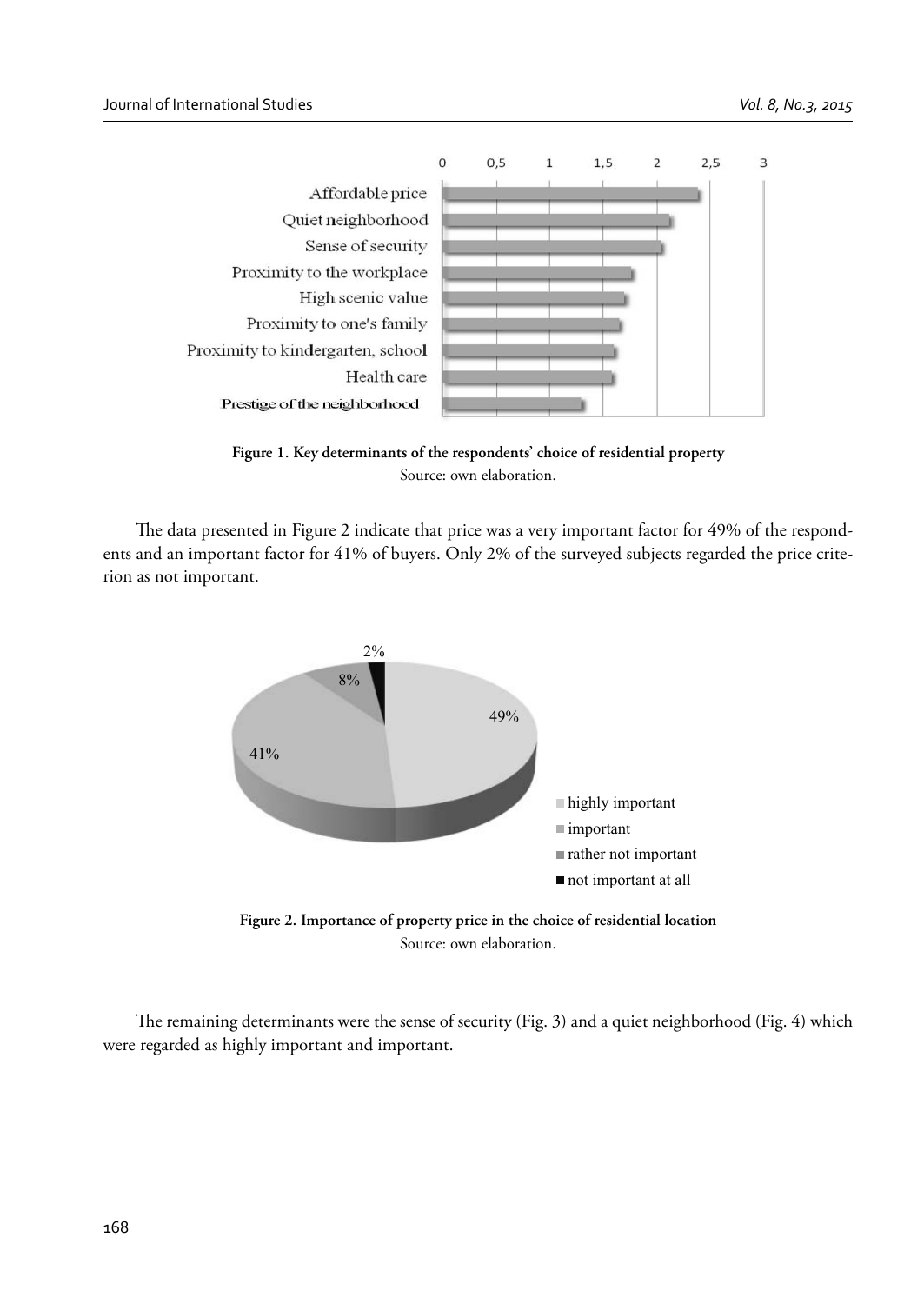**Figure 1. Key determinants of the respondents' choice of residential property**

Source: own elaboration.

The data presented in Figure 2 indicate that price was a very important factor for 49% of the respondents and an important factor for 41% of buyers. Only 2% of the surveyed subjects regarded the price criterion as not important.

**Figure 2. Importance of property price in the choice of residential location**

Source: own elaboration.

The remaining determinants were the sense of security (Fig. 3) and a quiet neighborhood (Fig. 4) which were regarded as highly important and important.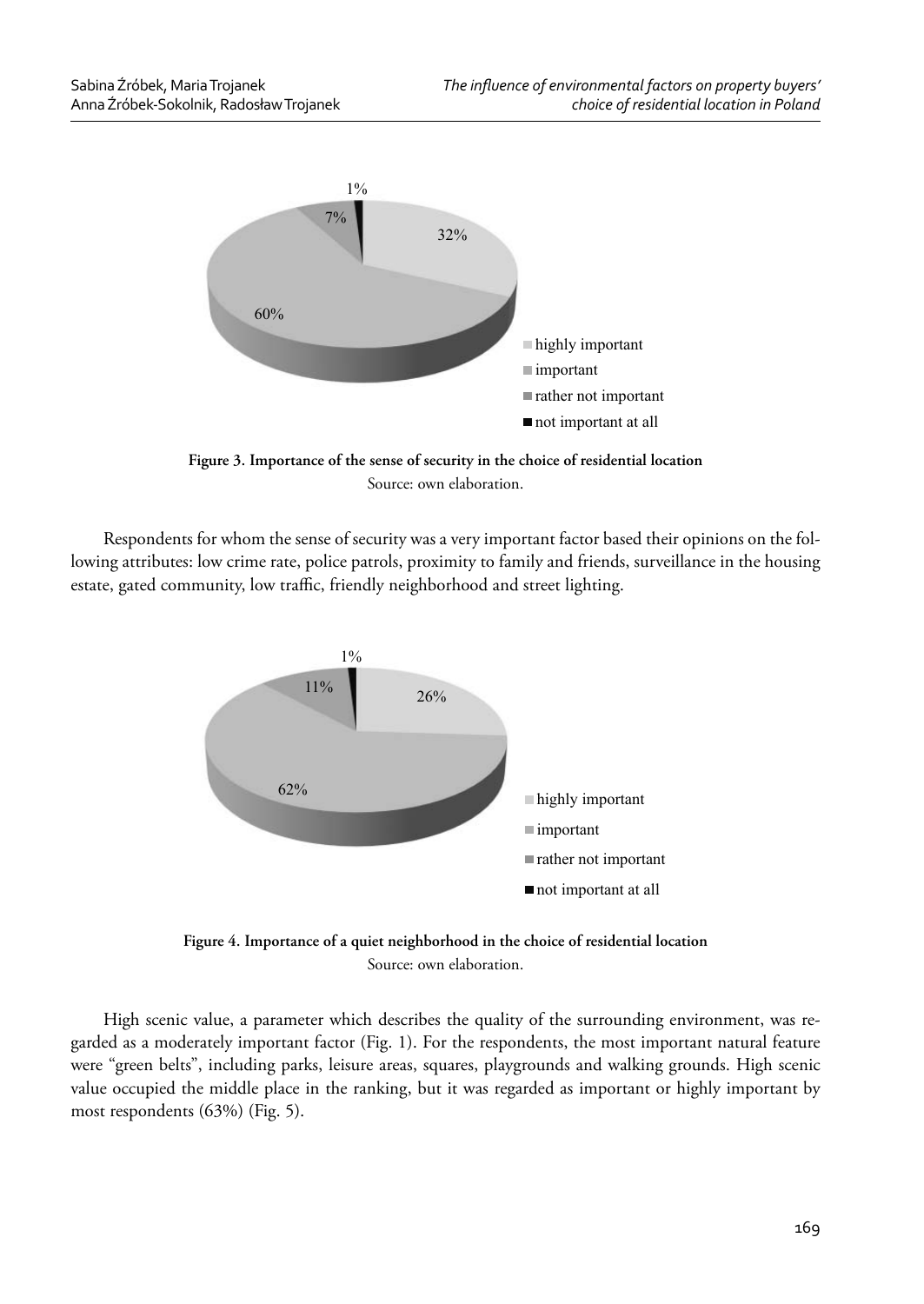**Figure 3. Importance of the sense of security in the choice of residential location**

Source: own elaboration.

Respondents for whom the sense of security was a very important factor based their opinions on the following attributes: low crime rate, police patrols, proximity to family and friends, surveillance in the housing estate, gated community, low traffic, friendly neighborhood and street lighting.

**Figure 4. Importance of a quiet neighborhood in the choice of residential location**

Source: own elaboration.

High scenic value, a parameter which describes the quality of the surrounding environment, was regarded as a moderately important factor (Fig. 1). For the respondents, the most important natural feature were "green belts", including parks, leisure areas, squares, playgrounds and walking grounds. High scenic value occupied the middle place in the ranking, but it was regarded as important or highly important by most respondents (63%) (Fig. 5).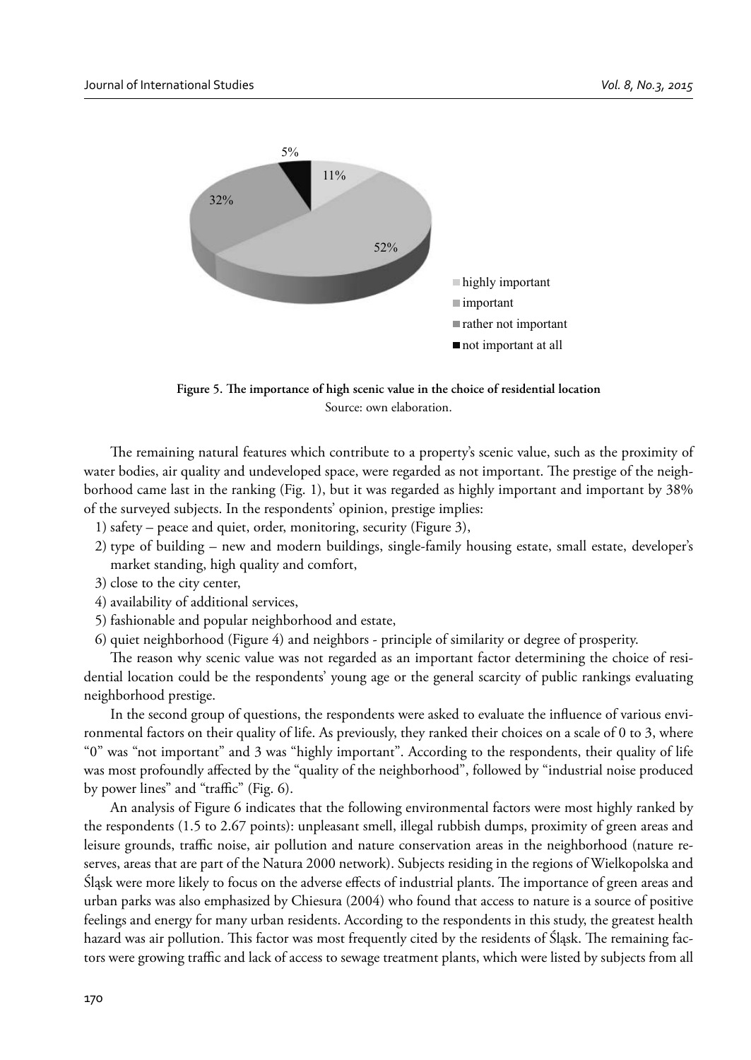Figure 5. The importance of high scenic value in the choice of residential location

Source: own elaboration.

The remaining natural features which contribute to a property's scenic value, such as the proximity of water bodies, air quality and undeveloped space, were regarded as not important. The prestige of the neighborhood came last in the ranking (Fig. 1), but it was regarded as highly important and important by 38% of the surveyed subjects. In the respondents' opinion, prestige implies:

1) safety – peace and quiet, order, monitoring, security (Figure 3),
2) type of building – new and modern buildings, single-family housing estate, small estate, developer's market standing, high quality and comfort,
3) close to the city center,
4) availability of additional services,
5) fashionable and popular neighborhood and estate,
6) quiet neighborhood (Figure 4) and neighbors - principle of similarity or degree of prosperity.

The reason why scenic value was not regarded as an important factor determining the choice of residential location could be the respondents' young age or the general scarcity of public rankings evaluating neighborhood prestige.

In the second group of questions, the respondents were asked to evaluate the influence of various environmental factors on their quality of life. As previously, they ranked their choices on a scale of 0 to 3, where "0" was "not important" and 3 was "highly important". According to the respondents, their quality of life was most profoundly affected by the "quality of the neighborhood", followed by "industrial noise produced by power lines" and "traffic" (Fig. 6).

An analysis of Figure 6 indicates that the following environmental factors were most highly ranked by the respondents (1.5 to 2.67 points): unpleasant smell, illegal rubbish dumps, proximity of green areas and leisure grounds, traffic noise, air pollution and nature conservation areas in the neighborhood (nature reserves, areas that are part of the Natura 2000 network). Subjects residing in the regions of Wielkopolska and Śląsk were more likely to focus on the adverse effects of industrial plants. The importance of green areas and urban parks was also emphasized by Chiesura (2004) who found that access to nature is a source of positive feelings and energy for many urban residents. According to the respondents in this study, the greatest health hazard was air pollution. This factor was most frequently cited by the residents of Śląsk. The remaining factors were growing traffic and lack of access to sewage treatment plants, which were listed by subjects from all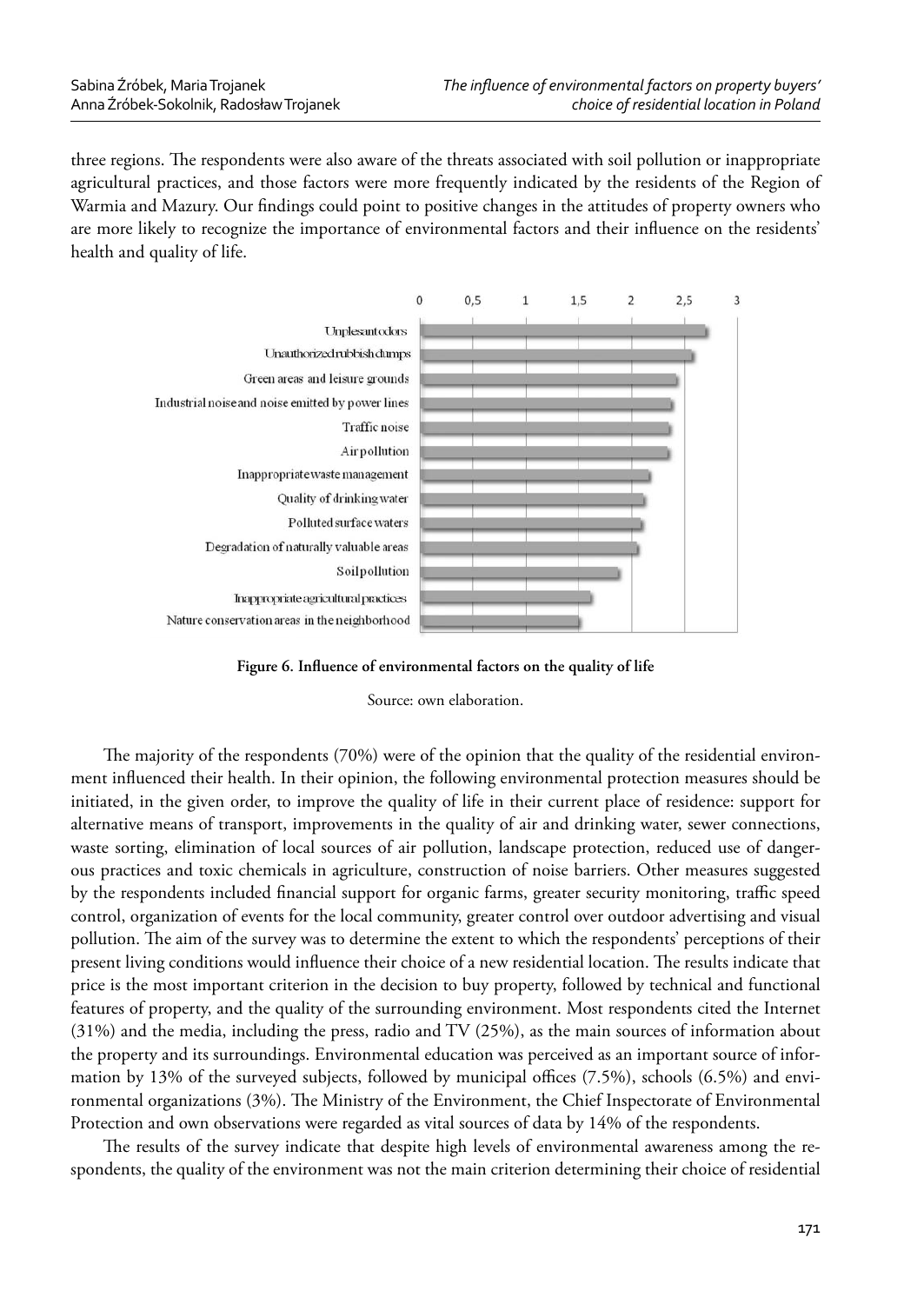three regions. The respondents were also aware of the threats associated with soil pollution or inappropriate agricultural practices, and those factors were more frequently indicated by the residents of the Region of Warmia and Mazury. Our findings could point to positive changes in the attitudes of property owners who are more likely to recognize the importance of environmental factors and their influence on the residents' health and quality of life.

**Figure 6. Influence of environmental factors on the quality of life**

Source: own elaboration.

The majority of the respondents (70%) were of the opinion that the quality of the residential environment influenced their health. In their opinion, the following environmental protection measures should be initiated, in the given order, to improve the quality of life in their current place of residence: support for alternative means of transport, improvements in the quality of air and drinking water, sewer connections, waste sorting, elimination of local sources of air pollution, landscape protection, reduced use of dangerous practices and toxic chemicals in agriculture, construction of noise barriers. Other measures suggested by the respondents included financial support for organic farms, greater security monitoring, traffic speed control, organization of events for the local community, greater control over outdoor advertising and visual pollution. The aim of the survey was to determine the extent to which the respondents' perceptions of their present living conditions would influence their choice of a new residential location. The results indicate that price is the most important criterion in the decision to buy property, followed by technical and functional features of property, and the quality of the surrounding environment. Most respondents cited the Internet (31%) and the media, including the press, radio and TV (25%), as the main sources of information about the property and its surroundings. Environmental education was perceived as an important source of information by 13% of the surveyed subjects, followed by municipal offices (7.5%), schools (6.5%) and environmental organizations (3%). The Ministry of the Environment, the Chief Inspectorate of Environmental Protection and own observations were regarded as vital sources of data by 14% of the respondents.

The results of the survey indicate that despite high levels of environmental awareness among the respondents, the quality of the environment was not the main criterion determining their choice of residential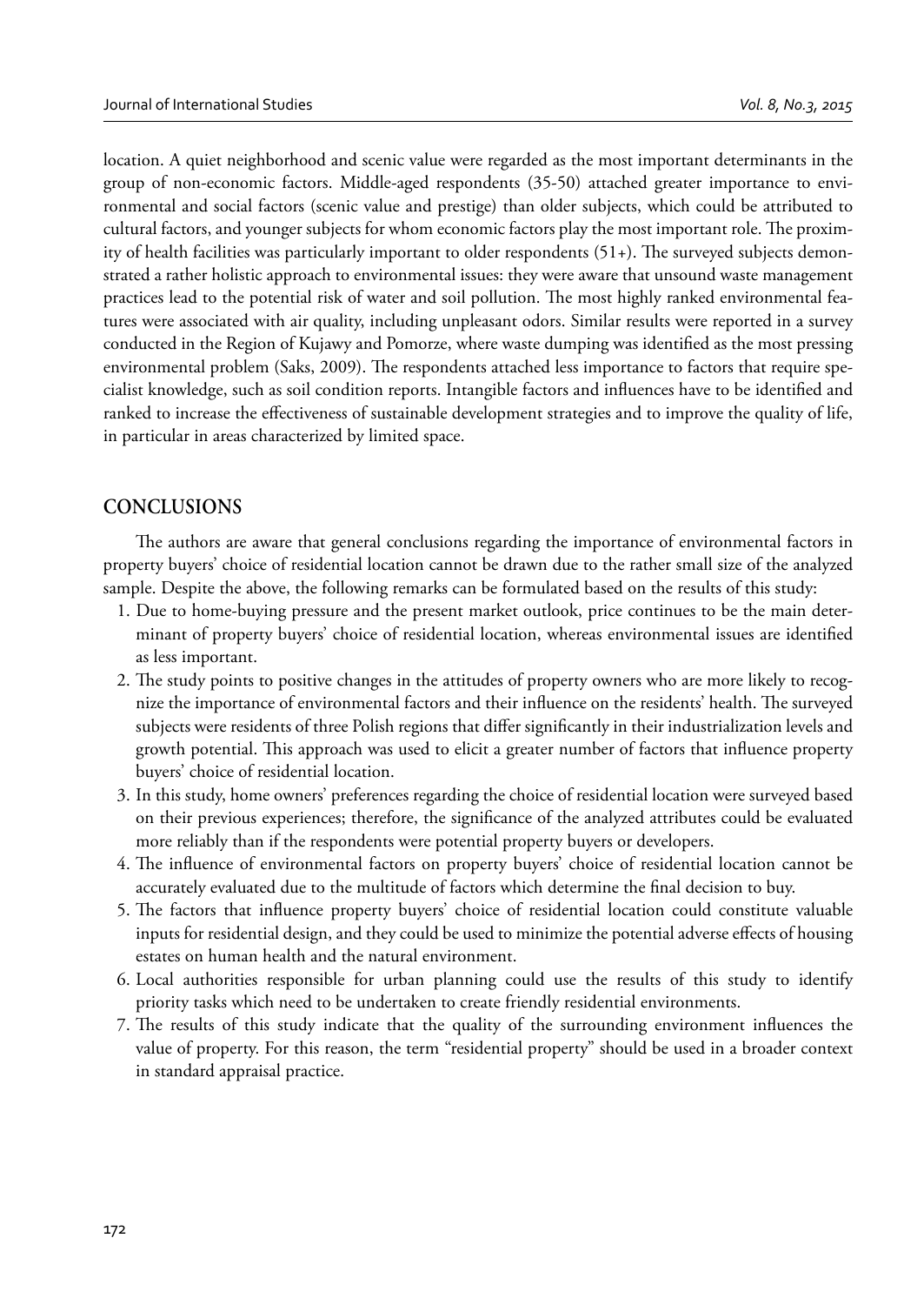location. A quiet neighborhood and scenic value were regarded as the most important determinants in the group of non-economic factors. Middle-aged respondents (35-50) attached greater importance to environmental and social factors (scenic value and prestige) than older subjects, which could be attributed to cultural factors, and younger subjects for whom economic factors play the most important role. The proximity of health facilities was particularly important to older respondents (51+). The surveyed subjects demonstrated a rather holistic approach to environmental issues: they were aware that unsound waste management practices lead to the potential risk of water and soil pollution. The most highly ranked environmental features were associated with air quality, including unpleasant odors. Similar results were reported in a survey conducted in the Region of Kujawy and Pomorze, where waste dumping was identified as the most pressing environmental problem (Saks, 2009). The respondents attached less importance to factors that require specialist knowledge, such as soil condition reports. Intangible factors and influences have to be identified and ranked to increase the effectiveness of sustainable development strategies and to improve the quality of life, in particular in areas characterized by limited space.

## CONCLUSIONS

The authors are aware that general conclusions regarding the importance of environmental factors in property buyers' choice of residential location cannot be drawn due to the rather small size of the analyzed sample. Despite the above, the following remarks can be formulated based on the results of this study:

1. Due to home-buying pressure and the present market outlook, price continues to be the main determinant of property buyers' choice of residential location, whereas environmental issues are identified as less important.
2. The study points to positive changes in the attitudes of property owners who are more likely to recognize the importance of environmental factors and their influence on the residents' health. The surveyed subjects were residents of three Polish regions that differ significantly in their industrialization levels and growth potential. This approach was used to elicit a greater number of factors that influence property buyers' choice of residential location.
3. In this study, home owners' preferences regarding the choice of residential location were surveyed based on their previous experiences; therefore, the significance of the analyzed attributes could be evaluated more reliably than if the respondents were potential property buyers or developers.
4. The influence of environmental factors on property buyers' choice of residential location cannot be accurately evaluated due to the multitude of factors which determine the final decision to buy.
5. The factors that influence property buyers' choice of residential location could constitute valuable inputs for residential design, and they could be used to minimize the potential adverse effects of housing estates on human health and the natural environment.
6. Local authorities responsible for urban planning could use the results of this study to identify priority tasks which need to be undertaken to create friendly residential environments.
7. The results of this study indicate that the quality of the surrounding environment influences the value of property. For this reason, the term "residential property" should be used in a broader context in standard appraisal practice.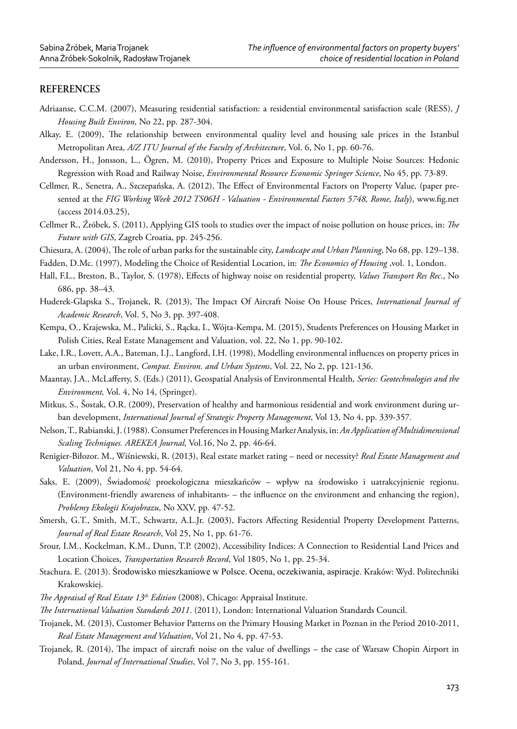## REFERENCES

Adriaanse, C.C.M. (2007), Measuring residential satisfaction: a residential environmental satisfaction scale (RESS), *J Housing Built Environ,* No 22, pp. 287-304.

Alkay, E. (2009), The relationship between environmental quality level and housing sale prices in the Istanbul Metropolitan Area, *A/Z ITU Journal of the Faculty of Architecture*, Vol. 6, No 1, pp. 60-76.

Andersson, H., Jonsson, L., Ögren, M. (2010), Property Prices and Exposure to Multiple Noise Sources: Hedonic Regression with Road and Railway Noise, *Environmental Resource Economic Springer Science*, No 45, pp. 73-89.

Cellmer, R., Senetra, A., Szczepańska, A. (2012), The Effect of Environmental Factors on Property Value, (paper presented at the *FIG Working Week 2012 TS06H - Valuation - Environmental Factors 5748, Rome, Italy*), www.fig.net (access 2014.03.25),

Cellmer R., Źróbek, S. (2011), Applying GIS tools to studies over the impact of noise pollution on house prices, in: *The Future with GIS*, Zagreb Croatia, pp. 245-256.

Chiesura, A. (2004), The role of urban parks for the sustainable city, *Landscape and Urban Planning*, No 68, pp. 129–138.

Fadden, D.Mc. (1997), Modeling the Choice of Residential Location, in: *The Economics of Housing* ,vol. 1, London.

Hall, F.L., Breston, B., Taylor, S. (1978), Effects of highway noise on residential property, *Values Transport Res Rec*., No 686, pp. 38–43.

Huderek-Glapska S., Trojanek, R. (2013), The Impact Of Aircraft Noise On House Prices, *International Journal of Academic Research*, Vol. 5, No 3, pp. 397-408.

Kempa, O., Krajewska, M., Palicki, S., Rącka, I., Wójta-Kempa, M. (2015), Students Preferences on Housing Market in Polish Cities, Real Estate Management and Valuation, vol. 22, No 1, pp. 90-102.

Lake, I.R., Lovett, A.A., Bateman, I.J., Langford, I.H. (1998), Modelling environmental influences on property prices in an urban environment, *Comput. Environ. and Urban Systems*, Vol. 22, No 2, pp. 121-136.

Maantay, J.A., McLafferty, S. (Eds.) (2011), Geospatial Analysis of Environmental Health*, Series: Geotechnologies and the Environment,* Vol. 4, No 14, (Springer).

Mitkus, S., Šostak, O.R. (2009), Preservation of healthy and harmonious residential and work environment during urban development, *International Journal of Strategic Property Management*, Vol 13, No 4, pp. 339-357.

Nelson, T., Rabianski, J. (1988). Consumer Preferences in Housing Market Analysis, in: *An Application of Multidimensional Scaling Techniques. AREKEA Journal,* Vol.16, No 2, pp. 46-64.

Renigier-Biłozor. M., Wiśniewski, R. (2013), Real estate market rating – need or necessity? *Real Estate Management and Valuation*, Vol 21, No 4, pp. 54-64.

Saks, E. (2009), Świadomość proekologiczna mieszkańców – wpływ na środowisko i uatrakcyjnienie regionu. (Environment-friendly awareness of inhabitants- – the influence on the environment and enhancing the region), *Problemy Ekologii Krajobrazu*, No XXV, pp. 47-52.

Smersh, G.T., Smith, M.T., Schwartz, A.L.Jr. (2003), Factors Affecting Residential Property Development Patterns, *Journal of Real Estate Research*, Vol 25, No 1, pp. 61-76.

Srour, I.M., Kockelman, K.M., Dunn, T.P. (2002), Accessibility Indices: A Connection to Residential Land Prices and Location Choices, *Transportation Research Record*, Vol 1805, No 1, pp. 25-34.

Stachura. E. (2013). Środowisko mieszkaniowe w Polsce. Ocena, oczekiwania, aspiracje. Kraków: Wyd. Politechniki Krakowskiej.

*The Appraisal of Real Estate 13th Edition* (2008), Chicago: Appraisal Institute.

*The International Valuation Standards 2011*. (2011), London: International Valuation Standards Council.

Trojanek, M. (2013), Customer Behavior Patterns on the Primary Housing Market in Poznan in the Period 2010-2011, *Real Estate Management and Valuation*, Vol 21, No 4, pp. 47-53.

Trojanek, R. (2014), The impact of aircraft noise on the value of dwellings – the case of Warsaw Chopin Airport in Poland, *Journal of International Studies*, Vol 7, No 3, pp. 155-161.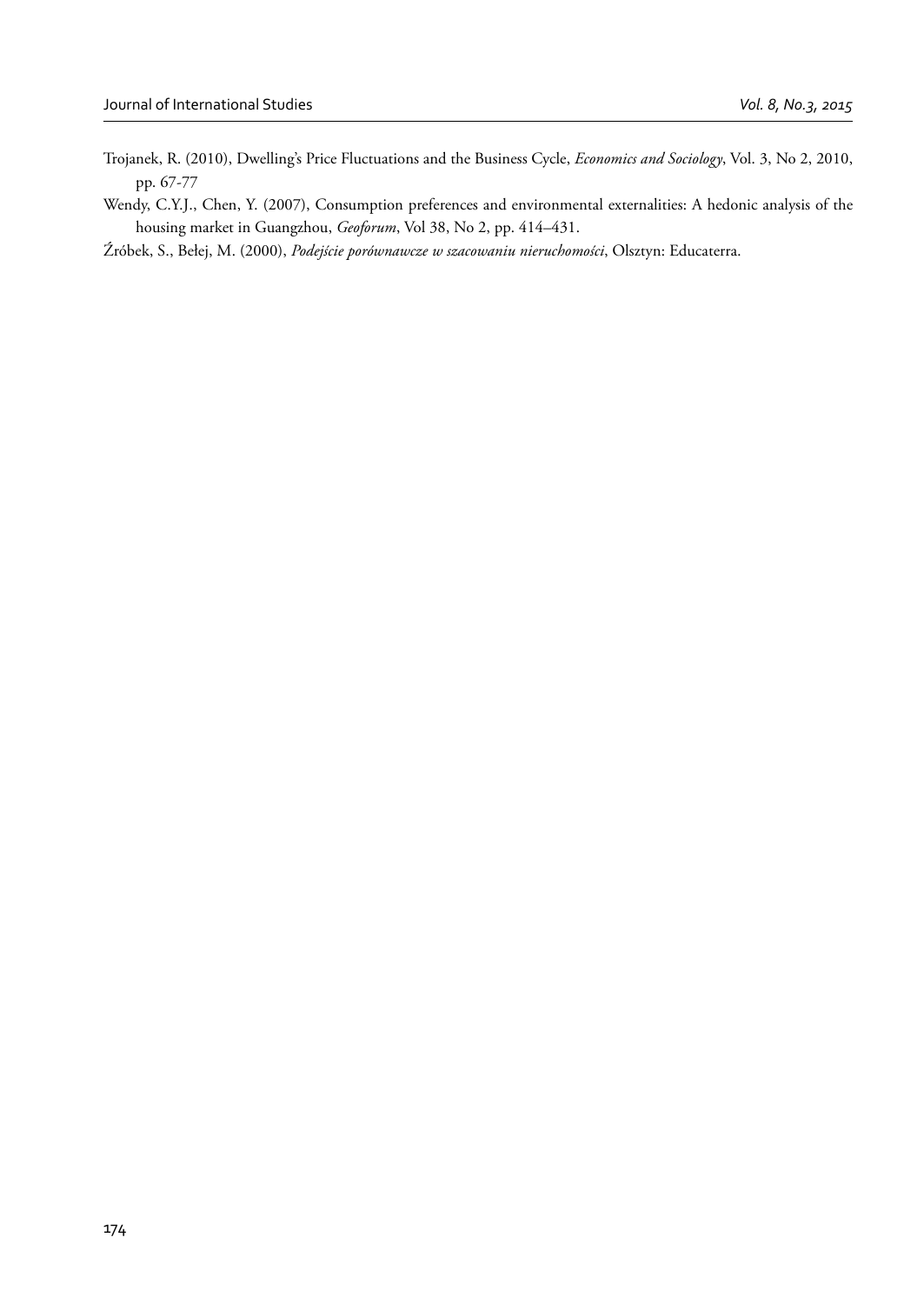Trojanek, R. (2010), Dwelling's Price Fluctuations and the Business Cycle, *Economics and Sociology*, Vol. 3, No 2, 2010, pp. 67-77

Wendy, C.Y.J., Chen, Y. (2007), Consumption preferences and environmental externalities: A hedonic analysis of the housing market in Guangzhou, *Geoforum*, Vol 38, No 2, pp. 414–431.

Źróbek, S., Bełej, M. (2000), *Podejście porównawcze w szacowaniu nieruchomości*, Olsztyn: Educaterra.